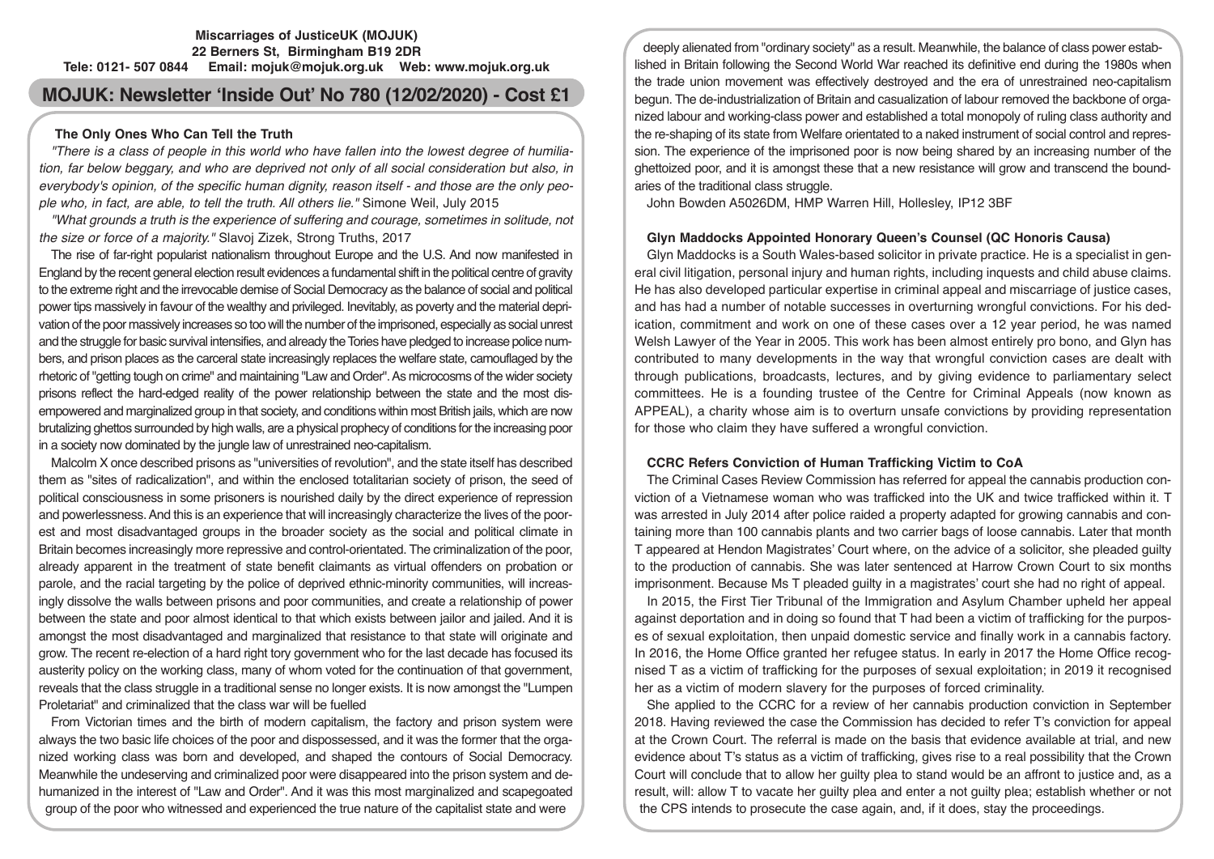**Miscarriages of JusticeUK (MOJUK)**
**22 Berners St, Birmingham B19 2DR**
**Tele: 0121- 507 0844 Email: mojuk@mojuk.org.uk Web: www.mojuk.org.uk**

# MOJUK: Newsletter 'Inside Out' No 780 (12/02/2020) - Cost £1

## The Only Ones Who Can Tell the Truth

*"There is a class of people in this world who have fallen into the lowest degree of humiliation, far below beggary, and who are deprived not only of all social consideration but also, in everybody's opinion, of the specific human dignity, reason itself - and those are the only people who, in fact, are able, to tell the truth. All others lie."* Simone Weil, July 2015

*"What grounds a truth is the experience of suffering and courage, sometimes in solitude, not the size or force of a majority."* Slavoj Zizek, Strong Truths, 2017

The rise of far-right popularist nationalism throughout Europe and the U.S. And now manifested in England by the recent general election result evidences a fundamental shift in the political centre of gravity to the extreme right and the irrevocable demise of Social Democracy as the balance of social and political power tips massively in favour of the wealthy and privileged. Inevitably, as poverty and the material deprivation of the poor massively increases so too will the number of the imprisoned, especially as social unrest and the struggle for basic survival intensifies, and already the Tories have pledged to increase police numbers, and prison places as the carceral state increasingly replaces the welfare state, camouflaged by the rhetoric of "getting tough on crime" and maintaining "Law and Order". As microcosms of the wider society prisons reflect the hard-edged reality of the power relationship between the state and the most disempowered and marginalized group in that society, and conditions within most British jails, which are now brutalizing ghettos surrounded by high walls, are a physical prophecy of conditions for the increasing poor in a society now dominated by the jungle law of unrestrained neo-capitalism.

Malcolm X once described prisons as "universities of revolution", and the state itself has described them as "sites of radicalization", and within the enclosed totalitarian society of prison, the seed of political consciousness in some prisoners is nourished daily by the direct experience of repression and powerlessness. And this is an experience that will increasingly characterize the lives of the poorest and most disadvantaged groups in the broader society as the social and political climate in Britain becomes increasingly more repressive and control-orientated. The criminalization of the poor, already apparent in the treatment of state benefit claimants as virtual offenders on probation or parole, and the racial targeting by the police of deprived ethnic-minority communities, will increasingly dissolve the walls between prisons and poor communities, and create a relationship of power between the state and poor almost identical to that which exists between jailor and jailed. And it is amongst the most disadvantaged and marginalized that resistance to that state will originate and grow. The recent re-election of a hard right tory government who for the last decade has focused its austerity policy on the working class, many of whom voted for the continuation of that government, reveals that the class struggle in a traditional sense no longer exists. It is now amongst the "Lumpen Proletariat" and criminalized that the class war will be fuelled

From Victorian times and the birth of modern capitalism, the factory and prison system were always the two basic life choices of the poor and dispossessed, and it was the former that the organized working class was born and developed, and shaped the contours of Social Democracy. Meanwhile the undeserving and criminalized poor were disappeared into the prison system and dehumanized in the interest of "Law and Order". And it was this most marginalized and scapegoated group of the poor who witnessed and experienced the true nature of the capitalist state and were deeply alienated from "ordinary society" as a result. Meanwhile, the balance of class power established in Britain following the Second World War reached its definitive end during the 1980s when the trade union movement was effectively destroyed and the era of unrestrained neo-capitalism begun. The de-industrialization of Britain and casualization of labour removed the backbone of organized labour and working-class power and established a total monopoly of ruling class authority and the re-shaping of its state from Welfare orientated to a naked instrument of social control and repression. The experience of the imprisoned poor is now being shared by an increasing number of the ghettoized poor, and it is amongst these that a new resistance will grow and transcend the boundaries of the traditional class struggle.

John Bowden A5026DM, HMP Warren Hill, Hollesley, IP12 3BF

## Glyn Maddocks Appointed Honorary Queen's Counsel (QC Honoris Causa)

Glyn Maddocks is a South Wales-based solicitor in private practice. He is a specialist in general civil litigation, personal injury and human rights, including inquests and child abuse claims. He has also developed particular expertise in criminal appeal and miscarriage of justice cases, and has had a number of notable successes in overturning wrongful convictions. For his dedication, commitment and work on one of these cases over a 12 year period, he was named Welsh Lawyer of the Year in 2005. This work has been almost entirely pro bono, and Glyn has contributed to many developments in the way that wrongful conviction cases are dealt with through publications, broadcasts, lectures, and by giving evidence to parliamentary select committees. He is a founding trustee of the Centre for Criminal Appeals (now known as APPEAL), a charity whose aim is to overturn unsafe convictions by providing representation for those who claim they have suffered a wrongful conviction.

## CCRC Refers Conviction of Human Trafficking Victim to CoA

The Criminal Cases Review Commission has referred for appeal the cannabis production conviction of a Vietnamese woman who was trafficked into the UK and twice trafficked within it. T was arrested in July 2014 after police raided a property adapted for growing cannabis and containing more than 100 cannabis plants and two carrier bags of loose cannabis. Later that month T appeared at Hendon Magistrates' Court where, on the advice of a solicitor, she pleaded guilty to the production of cannabis. She was later sentenced at Harrow Crown Court to six months imprisonment. Because Ms T pleaded guilty in a magistrates' court she had no right of appeal.

In 2015, the First Tier Tribunal of the Immigration and Asylum Chamber upheld her appeal against deportation and in doing so found that T had been a victim of trafficking for the purposes of sexual exploitation, then unpaid domestic service and finally work in a cannabis factory. In 2016, the Home Office granted her refugee status. In early in 2017 the Home Office recognised T as a victim of trafficking for the purposes of sexual exploitation; in 2019 it recognised her as a victim of modern slavery for the purposes of forced criminality.

She applied to the CCRC for a review of her cannabis production conviction in September 2018. Having reviewed the case the Commission has decided to refer T's conviction for appeal at the Crown Court. The referral is made on the basis that evidence available at trial, and new evidence about T's status as a victim of trafficking, gives rise to a real possibility that the Crown Court will conclude that to allow her guilty plea to stand would be an affront to justice and, as a result, will: allow T to vacate her guilty plea and enter a not guilty plea; establish whether or not the CPS intends to prosecute the case again, and, if it does, stay the proceedings.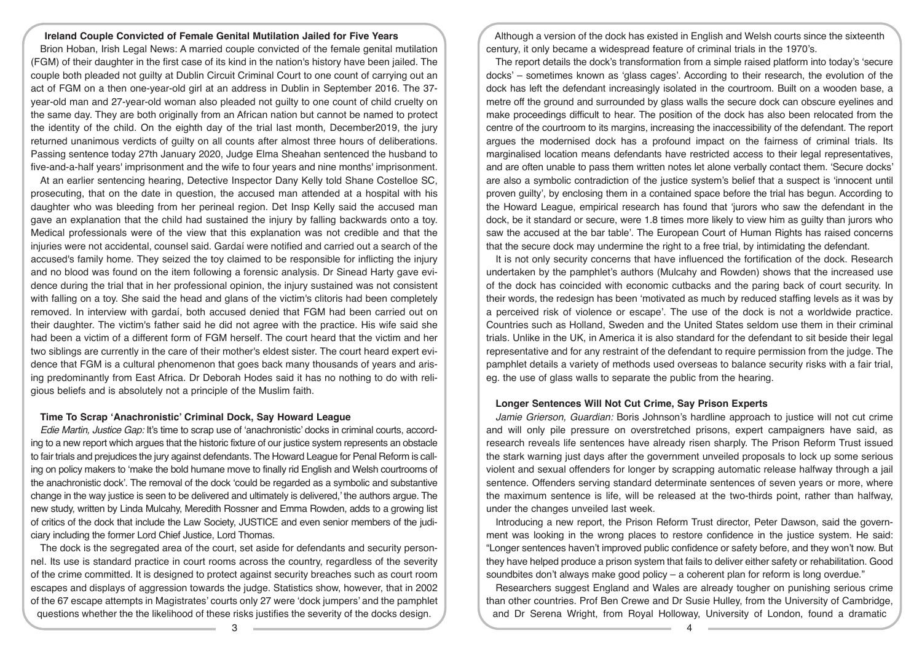### Ireland Couple Convicted of Female Genital Mutilation Jailed for Five Years

Brion Hoban, Irish Legal News: A married couple convicted of the female genital mutilation (FGM) of their daughter in the first case of its kind in the nation's history have been jailed. The couple both pleaded not guilty at Dublin Circuit Criminal Court to one count of carrying out an act of FGM on a then one-year-old girl at an address in Dublin in September 2016. The 37-year-old man and 27-year-old woman also pleaded not guilty to one count of child cruelty on the same day. They are both originally from an African nation but cannot be named to protect the identity of the child. On the eighth day of the trial last month, December2019, the jury returned unanimous verdicts of guilty on all counts after almost three hours of deliberations. Passing sentence today 27th January 2020, Judge Elma Sheahan sentenced the husband to five-and-a-half years' imprisonment and the wife to four years and nine months' imprisonment.

At an earlier sentencing hearing, Detective Inspector Dany Kelly told Shane Costelloe SC, prosecuting, that on the date in question, the accused man attended at a hospital with his daughter who was bleeding from her perineal region. Det Insp Kelly said the accused man gave an explanation that the child had sustained the injury by falling backwards onto a toy. Medical professionals were of the view that this explanation was not credible and that the injuries were not accidental, counsel said. Gardaí were notified and carried out a search of the accused's family home. They seized the toy claimed to be responsible for inflicting the injury and no blood was found on the item following a forensic analysis. Dr Sinead Harty gave evidence during the trial that in her professional opinion, the injury sustained was not consistent with falling on a toy. She said the head and glans of the victim's clitoris had been completely removed. In interview with gardaí, both accused denied that FGM had been carried out on their daughter. The victim's father said he did not agree with the practice. His wife said she had been a victim of a different form of FGM herself. The court heard that the victim and her two siblings are currently in the care of their mother's eldest sister. The court heard expert evidence that FGM is a cultural phenomenon that goes back many thousands of years and arising predominantly from East Africa. Dr Deborah Hodes said it has no nothing to do with religious beliefs and is absolutely not a principle of the Muslim faith.

### Time To Scrap 'Anachronistic' Criminal Dock, Say Howard League

*Edie Martin, Justice Gap:* It's time to scrap use of 'anachronistic' docks in criminal courts, according to a new report which argues that the historic fixture of our justice system represents an obstacle to fair trials and prejudices the jury against defendants. The Howard League for Penal Reform is calling on policy makers to 'make the bold humane move to finally rid English and Welsh courtrooms of the anachronistic dock'. The removal of the dock 'could be regarded as a symbolic and substantive change in the way justice is seen to be delivered and ultimately is delivered,' the authors argue. The new study, written by Linda Mulcahy, Meredith Rossner and Emma Rowden, adds to a growing list of critics of the dock that include the Law Society, JUSTICE and even senior members of the judiciary including the former Lord Chief Justice, Lord Thomas.

The dock is the segregated area of the court, set aside for defendants and security personnel. Its use is standard practice in court rooms across the country, regardless of the severity of the crime committed. It is designed to protect against security breaches such as court room escapes and displays of aggression towards the judge. Statistics show, however, that in 2002 of the 67 escape attempts in Magistrates' courts only 27 were 'dock jumpers' and the pamphlet questions whether the the likelihood of these risks justifies the severity of the docks design.

Although a version of the dock has existed in English and Welsh courts since the sixteenth century, it only became a widespread feature of criminal trials in the 1970's.

The report details the dock's transformation from a simple raised platform into today's 'secure docks' – sometimes known as 'glass cages'. According to their research, the evolution of the dock has left the defendant increasingly isolated in the courtroom. Built on a wooden base, a metre off the ground and surrounded by glass walls the secure dock can obscure eyelines and make proceedings difficult to hear. The position of the dock has also been relocated from the centre of the courtroom to its margins, increasing the inaccessibility of the defendant. The report argues the modernised dock has a profound impact on the fairness of criminal trials. Its marginalised location means defendants have restricted access to their legal representatives, and are often unable to pass them written notes let alone verbally contact them. 'Secure docks' are also a symbolic contradiction of the justice system's belief that a suspect is 'innocent until proven guilty', by enclosing them in a contained space before the trial has begun. According to the Howard League, empirical research has found that 'jurors who saw the defendant in the dock, be it standard or secure, were 1.8 times more likely to view him as guilty than jurors who saw the accused at the bar table'. The European Court of Human Rights has raised concerns that the secure dock may undermine the right to a free trial, by intimidating the defendant.

It is not only security concerns that have influenced the fortification of the dock. Research undertaken by the pamphlet's authors (Mulcahy and Rowden) shows that the increased use of the dock has coincided with economic cutbacks and the paring back of court security. In their words, the redesign has been 'motivated as much by reduced staffing levels as it was by a perceived risk of violence or escape'. The use of the dock is not a worldwide practice. Countries such as Holland, Sweden and the United States seldom use them in their criminal trials. Unlike in the UK, in America it is also standard for the defendant to sit beside their legal representative and for any restraint of the defendant to require permission from the judge. The pamphlet details a variety of methods used overseas to balance security risks with a fair trial, eg. the use of glass walls to separate the public from the hearing.

### Longer Sentences Will Not Cut Crime, Say Prison Experts

*Jamie Grierson, Guardian:* Boris Johnson's hardline approach to justice will not cut crime and will only pile pressure on overstretched prisons, expert campaigners have said, as research reveals life sentences have already risen sharply. The Prison Reform Trust issued the stark warning just days after the government unveiled proposals to lock up some serious violent and sexual offenders for longer by scrapping automatic release halfway through a jail sentence. Offenders serving standard determinate sentences of seven years or more, where the maximum sentence is life, will be released at the two-thirds point, rather than halfway, under the changes unveiled last week.

Introducing a new report, the Prison Reform Trust director, Peter Dawson, said the government was looking in the wrong places to restore confidence in the justice system. He said: "Longer sentences haven't improved public confidence or safety before, and they won't now. But they have helped produce a prison system that fails to deliver either safety or rehabilitation. Good soundbites don't always make good policy – a coherent plan for reform is long overdue."

Researchers suggest England and Wales are already tougher on punishing serious crime than other countries. Prof Ben Crewe and Dr Susie Hulley, from the University of Cambridge, and Dr Serena Wright, from Royal Holloway, University of London, found a dramatic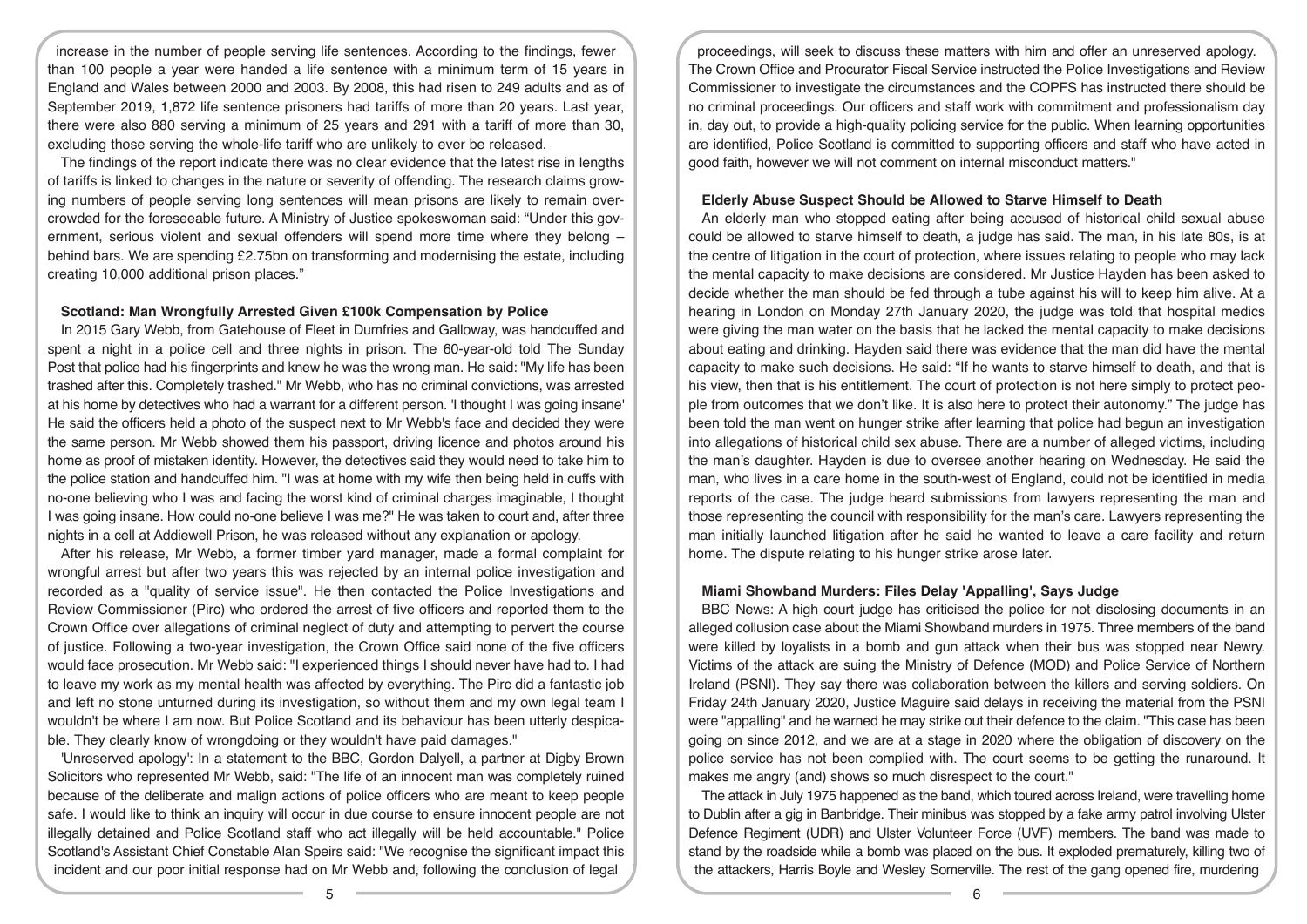increase in the number of people serving life sentences. According to the findings, fewer than 100 people a year were handed a life sentence with a minimum term of 15 years in England and Wales between 2000 and 2003. By 2008, this had risen to 249 adults and as of September 2019, 1,872 life sentence prisoners had tariffs of more than 20 years. Last year, there were also 880 serving a minimum of 25 years and 291 with a tariff of more than 30, excluding those serving the whole-life tariff who are unlikely to ever be released.

The findings of the report indicate there was no clear evidence that the latest rise in lengths of tariffs is linked to changes in the nature or severity of offending. The research claims growing numbers of people serving long sentences will mean prisons are likely to remain overcrowded for the foreseeable future. A Ministry of Justice spokeswoman said: "Under this government, serious violent and sexual offenders will spend more time where they belong – behind bars. We are spending £2.75bn on transforming and modernising the estate, including creating 10,000 additional prison places."

### Scotland: Man Wrongfully Arrested Given £100k Compensation by Police

In 2015 Gary Webb, from Gatehouse of Fleet in Dumfries and Galloway, was handcuffed and spent a night in a police cell and three nights in prison. The 60-year-old told The Sunday Post that police had his fingerprints and knew he was the wrong man. He said: "My life has been trashed after this. Completely trashed." Mr Webb, who has no criminal convictions, was arrested at his home by detectives who had a warrant for a different person. 'I thought I was going insane' He said the officers held a photo of the suspect next to Mr Webb's face and decided they were the same person. Mr Webb showed them his passport, driving licence and photos around his home as proof of mistaken identity. However, the detectives said they would need to take him to the police station and handcuffed him. "I was at home with my wife then being held in cuffs with no-one believing who I was and facing the worst kind of criminal charges imaginable, I thought I was going insane. How could no-one believe I was me?" He was taken to court and, after three nights in a cell at Addiewell Prison, he was released without any explanation or apology.

After his release, Mr Webb, a former timber yard manager, made a formal complaint for wrongful arrest but after two years this was rejected by an internal police investigation and recorded as a "quality of service issue". He then contacted the Police Investigations and Review Commissioner (Pirc) who ordered the arrest of five officers and reported them to the Crown Office over allegations of criminal neglect of duty and attempting to pervert the course of justice. Following a two-year investigation, the Crown Office said none of the five officers would face prosecution. Mr Webb said: "I experienced things I should never have had to. I had to leave my work as my mental health was affected by everything. The Pirc did a fantastic job and left no stone unturned during its investigation, so without them and my own legal team I wouldn't be where I am now. But Police Scotland and its behaviour has been utterly despicable. They clearly know of wrongdoing or they wouldn't have paid damages."

'Unreserved apology': In a statement to the BBC, Gordon Dalyell, a partner at Digby Brown Solicitors who represented Mr Webb, said: "The life of an innocent man was completely ruined because of the deliberate and malign actions of police officers who are meant to keep people safe. I would like to think an inquiry will occur in due course to ensure innocent people are not illegally detained and Police Scotland staff who act illegally will be held accountable." Police Scotland's Assistant Chief Constable Alan Speirs said: "We recognise the significant impact this incident and our poor initial response had on Mr Webb and, following the conclusion of legal proceedings, will seek to discuss these matters with him and offer an unreserved apology. The Crown Office and Procurator Fiscal Service instructed the Police Investigations and Review Commissioner to investigate the circumstances and the COPFS has instructed there should be no criminal proceedings. Our officers and staff work with commitment and professionalism day in, day out, to provide a high-quality policing service for the public. When learning opportunities are identified, Police Scotland is committed to supporting officers and staff who have acted in good faith, however we will not comment on internal misconduct matters."

### Elderly Abuse Suspect Should be Allowed to Starve Himself to Death

An elderly man who stopped eating after being accused of historical child sexual abuse could be allowed to starve himself to death, a judge has said. The man, in his late 80s, is at the centre of litigation in the court of protection, where issues relating to people who may lack the mental capacity to make decisions are considered. Mr Justice Hayden has been asked to decide whether the man should be fed through a tube against his will to keep him alive. At a hearing in London on Monday 27th January 2020, the judge was told that hospital medics were giving the man water on the basis that he lacked the mental capacity to make decisions about eating and drinking. Hayden said there was evidence that the man did have the mental capacity to make such decisions. He said: "If he wants to starve himself to death, and that is his view, then that is his entitlement. The court of protection is not here simply to protect people from outcomes that we don't like. It is also here to protect their autonomy." The judge has been told the man went on hunger strike after learning that police had begun an investigation into allegations of historical child sex abuse. There are a number of alleged victims, including the man's daughter. Hayden is due to oversee another hearing on Wednesday. He said the man, who lives in a care home in the south-west of England, could not be identified in media reports of the case. The judge heard submissions from lawyers representing the man and those representing the council with responsibility for the man's care. Lawyers representing the man initially launched litigation after he said he wanted to leave a care facility and return home. The dispute relating to his hunger strike arose later.

### Miami Showband Murders: Files Delay 'Appalling', Says Judge

BBC News: A high court judge has criticised the police for not disclosing documents in an alleged collusion case about the Miami Showband murders in 1975. Three members of the band were killed by loyalists in a bomb and gun attack when their bus was stopped near Newry. Victims of the attack are suing the Ministry of Defence (MOD) and Police Service of Northern Ireland (PSNI). They say there was collaboration between the killers and serving soldiers. On Friday 24th January 2020, Justice Maguire said delays in receiving the material from the PSNI were "appalling" and he warned he may strike out their defence to the claim. "This case has been going on since 2012, and we are at a stage in 2020 where the obligation of discovery on the police service has not been complied with. The court seems to be getting the runaround. It makes me angry (and) shows so much disrespect to the court."

The attack in July 1975 happened as the band, which toured across Ireland, were travelling home to Dublin after a gig in Banbridge. Their minibus was stopped by a fake army patrol involving Ulster Defence Regiment (UDR) and Ulster Volunteer Force (UVF) members. The band was made to stand by the roadside while a bomb was placed on the bus. It exploded prematurely, killing two of the attackers, Harris Boyle and Wesley Somerville. The rest of the gang opened fire, murdering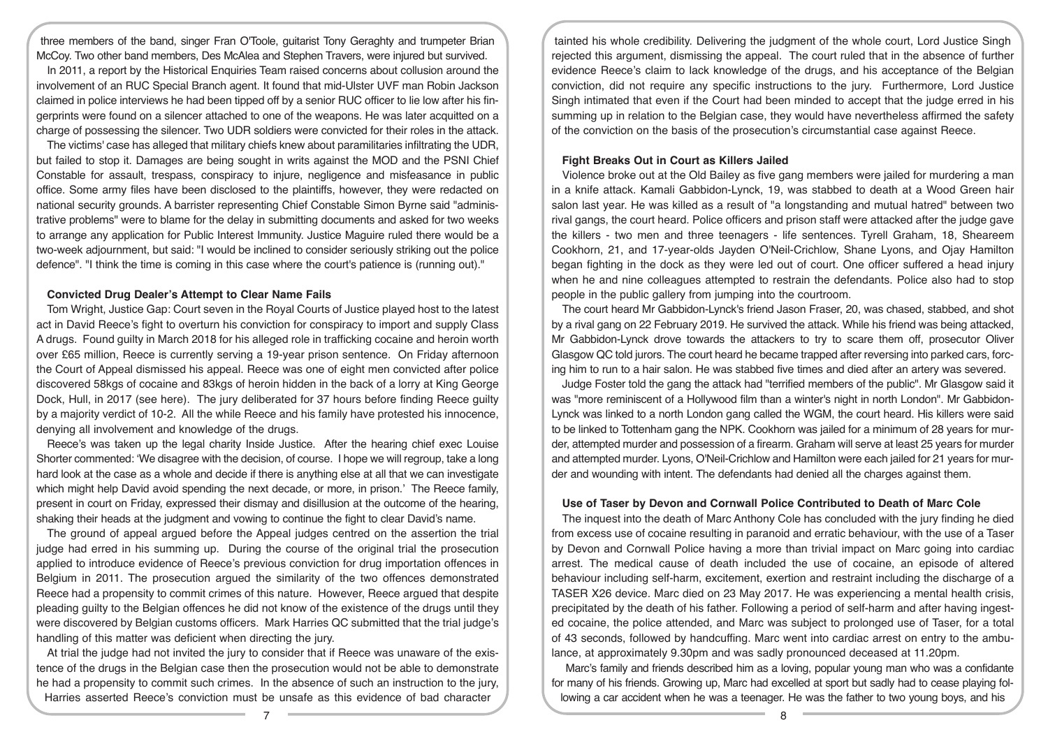three members of the band, singer Fran O'Toole, guitarist Tony Geraghty and trumpeter Brian McCoy. Two other band members, Des McAlea and Stephen Travers, were injured but survived.

In 2011, a report by the Historical Enquiries Team raised concerns about collusion around the involvement of an RUC Special Branch agent. It found that mid-Ulster UVF man Robin Jackson claimed in police interviews he had been tipped off by a senior RUC officer to lie low after his fingerprints were found on a silencer attached to one of the weapons. He was later acquitted on a charge of possessing the silencer. Two UDR soldiers were convicted for their roles in the attack.

The victims' case has alleged that military chiefs knew about paramilitaries infiltrating the UDR, but failed to stop it. Damages are being sought in writs against the MOD and the PSNI Chief Constable for assault, trespass, conspiracy to injure, negligence and misfeasance in public office. Some army files have been disclosed to the plaintiffs, however, they were redacted on national security grounds. A barrister representing Chief Constable Simon Byrne said "administrative problems" were to blame for the delay in submitting documents and asked for two weeks to arrange any application for Public Interest Immunity. Justice Maguire ruled there would be a two-week adjournment, but said: "I would be inclined to consider seriously striking out the police defence". "I think the time is coming in this case where the court's patience is (running out)."

### Convicted Drug Dealer's Attempt to Clear Name Fails

Tom Wright, Justice Gap: Court seven in the Royal Courts of Justice played host to the latest act in David Reece's fight to overturn his conviction for conspiracy to import and supply Class A drugs. Found guilty in March 2018 for his alleged role in trafficking cocaine and heroin worth over £65 million, Reece is currently serving a 19-year prison sentence. On Friday afternoon the Court of Appeal dismissed his appeal. Reece was one of eight men convicted after police discovered 58kgs of cocaine and 83kgs of heroin hidden in the back of a lorry at King George Dock, Hull, in 2017 (see here). The jury deliberated for 37 hours before finding Reece guilty by a majority verdict of 10-2. All the while Reece and his family have protested his innocence, denying all involvement and knowledge of the drugs.

Reece's was taken up the legal charity Inside Justice. After the hearing chief exec Louise Shorter commented: 'We disagree with the decision, of course. I hope we will regroup, take a long hard look at the case as a whole and decide if there is anything else at all that we can investigate which might help David avoid spending the next decade, or more, in prison.' The Reece family, present in court on Friday, expressed their dismay and disillusion at the outcome of the hearing, shaking their heads at the judgment and vowing to continue the fight to clear David's name.

The ground of appeal argued before the Appeal judges centred on the assertion the trial judge had erred in his summing up. During the course of the original trial the prosecution applied to introduce evidence of Reece's previous conviction for drug importation offences in Belgium in 2011. The prosecution argued the similarity of the two offences demonstrated Reece had a propensity to commit crimes of this nature. However, Reece argued that despite pleading guilty to the Belgian offences he did not know of the existence of the drugs until they were discovered by Belgian customs officers. Mark Harries QC submitted that the trial judge's handling of this matter was deficient when directing the jury.

At trial the judge had not invited the jury to consider that if Reece was unaware of the existence of the drugs in the Belgian case then the prosecution would not be able to demonstrate he had a propensity to commit such crimes. In the absence of such an instruction to the jury, Harries asserted Reece's conviction must be unsafe as this evidence of bad character tainted his whole credibility. Delivering the judgment of the whole court, Lord Justice Singh rejected this argument, dismissing the appeal. The court ruled that in the absence of further evidence Reece's claim to lack knowledge of the drugs, and his acceptance of the Belgian conviction, did not require any specific instructions to the jury. Furthermore, Lord Justice Singh intimated that even if the Court had been minded to accept that the judge erred in his summing up in relation to the Belgian case, they would have nevertheless affirmed the safety of the conviction on the basis of the prosecution's circumstantial case against Reece.

### Fight Breaks Out in Court as Killers Jailed

Violence broke out at the Old Bailey as five gang members were jailed for murdering a man in a knife attack. Kamali Gabbidon-Lynck, 19, was stabbed to death at a Wood Green hair salon last year. He was killed as a result of "a longstanding and mutual hatred" between two rival gangs, the court heard. Police officers and prison staff were attacked after the judge gave the killers - two men and three teenagers - life sentences. Tyrell Graham, 18, Sheareem Cookhorn, 21, and 17-year-olds Jayden O'Neil-Crichlow, Shane Lyons, and Ojay Hamilton began fighting in the dock as they were led out of court. One officer suffered a head injury when he and nine colleagues attempted to restrain the defendants. Police also had to stop people in the public gallery from jumping into the courtroom.

The court heard Mr Gabbidon-Lynck's friend Jason Fraser, 20, was chased, stabbed, and shot by a rival gang on 22 February 2019. He survived the attack. While his friend was being attacked, Mr Gabbidon-Lynck drove towards the attackers to try to scare them off, prosecutor Oliver Glasgow QC told jurors. The court heard he became trapped after reversing into parked cars, forcing him to run to a hair salon. He was stabbed five times and died after an artery was severed.

Judge Foster told the gang the attack had "terrified members of the public". Mr Glasgow said it was "more reminiscent of a Hollywood film than a winter's night in north London". Mr Gabbidon-Lynck was linked to a north London gang called the WGM, the court heard. His killers were said to be linked to Tottenham gang the NPK. Cookhorn was jailed for a minimum of 28 years for murder, attempted murder and possession of a firearm. Graham will serve at least 25 years for murder and attempted murder. Lyons, O'Neil-Crichlow and Hamilton were each jailed for 21 years for murder and wounding with intent. The defendants had denied all the charges against them.

### Use of Taser by Devon and Cornwall Police Contributed to Death of Marc Cole

The inquest into the death of Marc Anthony Cole has concluded with the jury finding he died from excess use of cocaine resulting in paranoid and erratic behaviour, with the use of a Taser by Devon and Cornwall Police having a more than trivial impact on Marc going into cardiac arrest. The medical cause of death included the use of cocaine, an episode of altered behaviour including self-harm, excitement, exertion and restraint including the discharge of a TASER X26 device. Marc died on 23 May 2017. He was experiencing a mental health crisis, precipitated by the death of his father. Following a period of self-harm and after having ingested cocaine, the police attended, and Marc was subject to prolonged use of Taser, for a total of 43 seconds, followed by handcuffing. Marc went into cardiac arrest on entry to the ambulance, at approximately 9.30pm and was sadly pronounced deceased at 11.20pm.

Marc's family and friends described him as a loving, popular young man who was a confidante for many of his friends. Growing up, Marc had excelled at sport but sadly had to cease playing following a car accident when he was a teenager. He was the father to two young boys, and his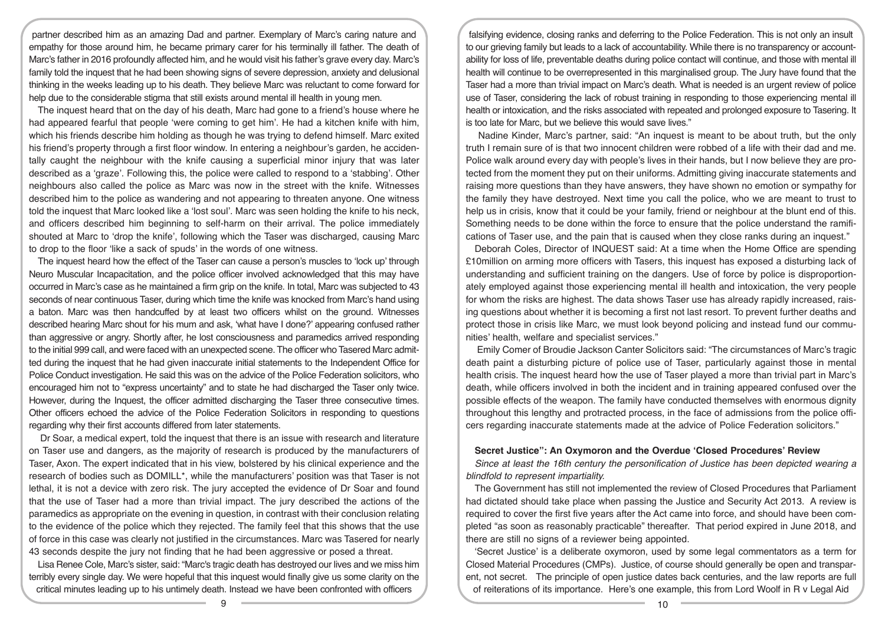partner described him as an amazing Dad and partner. Exemplary of Marc's caring nature and empathy for those around him, he became primary carer for his terminally ill father. The death of Marc's father in 2016 profoundly affected him, and he would visit his father's grave every day. Marc's family told the inquest that he had been showing signs of severe depression, anxiety and delusional thinking in the weeks leading up to his death. They believe Marc was reluctant to come forward for help due to the considerable stigma that still exists around mental ill health in young men.

The inquest heard that on the day of his death, Marc had gone to a friend's house where he had appeared fearful that people 'were coming to get him'. He had a kitchen knife with him, which his friends describe him holding as though he was trying to defend himself. Marc exited his friend's property through a first floor window. In entering a neighbour's garden, he accidentally caught the neighbour with the knife causing a superficial minor injury that was later described as a 'graze'. Following this, the police were called to respond to a 'stabbing'. Other neighbours also called the police as Marc was now in the street with the knife. Witnesses described him to the police as wandering and not appearing to threaten anyone. One witness told the inquest that Marc looked like a 'lost soul'. Marc was seen holding the knife to his neck, and officers described him beginning to self-harm on their arrival. The police immediately shouted at Marc to 'drop the knife', following which the Taser was discharged, causing Marc to drop to the floor 'like a sack of spuds' in the words of one witness.

The inquest heard how the effect of the Taser can cause a person's muscles to 'lock up' through Neuro Muscular Incapacitation, and the police officer involved acknowledged that this may have occurred in Marc's case as he maintained a firm grip on the knife. In total, Marc was subjected to 43 seconds of near continuous Taser, during which time the knife was knocked from Marc's hand using a baton. Marc was then handcuffed by at least two officers whilst on the ground. Witnesses described hearing Marc shout for his mum and ask, 'what have I done?' appearing confused rather than aggressive or angry. Shortly after, he lost consciousness and paramedics arrived responding to the initial 999 call, and were faced with an unexpected scene. The officer who Tasered Marc admitted during the inquest that he had given inaccurate initial statements to the Independent Office for Police Conduct investigation. He said this was on the advice of the Police Federation solicitors, who encouraged him not to "express uncertainty" and to state he had discharged the Taser only twice. However, during the Inquest, the officer admitted discharging the Taser three consecutive times. Other officers echoed the advice of the Police Federation Solicitors in responding to questions regarding why their first accounts differed from later statements.

Dr Soar, a medical expert, told the inquest that there is an issue with research and literature on Taser use and dangers, as the majority of research is produced by the manufacturers of Taser, Axon. The expert indicated that in his view, bolstered by his clinical experience and the research of bodies such as DOMILL*, while the manufacturers' position was that Taser is not lethal, it is not a device with zero risk. The jury accepted the evidence of Dr Soar and found that the use of Taser had a more than trivial impact. The jury described the actions of the paramedics as appropriate on the evening in question, in contrast with their conclusion relating to the evidence of the police which they rejected. The family feel that this shows that the use of force in this case was clearly not justified in the circumstances. Marc was Tasered for nearly 43 seconds despite the jury not finding that he had been aggressive or posed a threat.

Lisa Renee Cole, Marc's sister, said: "Marc's tragic death has destroyed our lives and we miss him terribly every single day. We were hopeful that this inquest would finally give us some clarity on the critical minutes leading up to his untimely death. Instead we have been confronted with officers falsifying evidence, closing ranks and deferring to the Police Federation. This is not only an insult to our grieving family but leads to a lack of accountability. While there is no transparency or accountability for loss of life, preventable deaths during police contact will continue, and those with mental ill health will continue to be overrepresented in this marginalised group. The Jury have found that the Taser had a more than trivial impact on Marc's death. What is needed is an urgent review of police use of Taser, considering the lack of robust training in responding to those experiencing mental ill health or intoxication, and the risks associated with repeated and prolonged exposure to Tasering. It is too late for Marc, but we believe this would save lives."

Nadine Kinder, Marc's partner, said: "An inquest is meant to be about truth, but the only truth I remain sure of is that two innocent children were robbed of a life with their dad and me. Police walk around every day with people's lives in their hands, but I now believe they are protected from the moment they put on their uniforms. Admitting giving inaccurate statements and raising more questions than they have answers, they have shown no emotion or sympathy for the family they have destroyed. Next time you call the police, who we are meant to trust to help us in crisis, know that it could be your family, friend or neighbour at the blunt end of this. Something needs to be done within the force to ensure that the police understand the ramifications of Taser use, and the pain that is caused when they close ranks during an inquest."

Deborah Coles, Director of INQUEST said: At a time when the Home Office are spending £10million on arming more officers with Tasers, this inquest has exposed a disturbing lack of understanding and sufficient training on the dangers. Use of force by police is disproportionately employed against those experiencing mental ill health and intoxication, the very people for whom the risks are highest. The data shows Taser use has already rapidly increased, raising questions about whether it is becoming a first not last resort. To prevent further deaths and protect those in crisis like Marc, we must look beyond policing and instead fund our communities' health, welfare and specialist services."

Emily Comer of Broudie Jackson Canter Solicitors said: "The circumstances of Marc's tragic death paint a disturbing picture of police use of Taser, particularly against those in mental health crisis. The inquest heard how the use of Taser played a more than trivial part in Marc's death, while officers involved in both the incident and in training appeared confused over the possible effects of the weapon. The family have conducted themselves with enormous dignity throughout this lengthy and protracted process, in the face of admissions from the police officers regarding inaccurate statements made at the advice of Police Federation solicitors."

### Secret Justice": An Oxymoron and the Overdue 'Closed Procedures' Review

*Since at least the 16th century the personification of Justice has been depicted wearing a blindfold to represent impartiality.*

The Government has still not implemented the review of Closed Procedures that Parliament had dictated should take place when passing the Justice and Security Act 2013. A review is required to cover the first five years after the Act came into force, and should have been completed "as soon as reasonably practicable" thereafter. That period expired in June 2018, and there are still no signs of a reviewer being appointed.

'Secret Justice' is a deliberate oxymoron, used by some legal commentators as a term for Closed Material Procedures (CMPs). Justice, of course should generally be open and transparent, not secret. The principle of open justice dates back centuries, and the law reports are full of reiterations of its importance. Here's one example, this from Lord Woolf in R v Legal Aid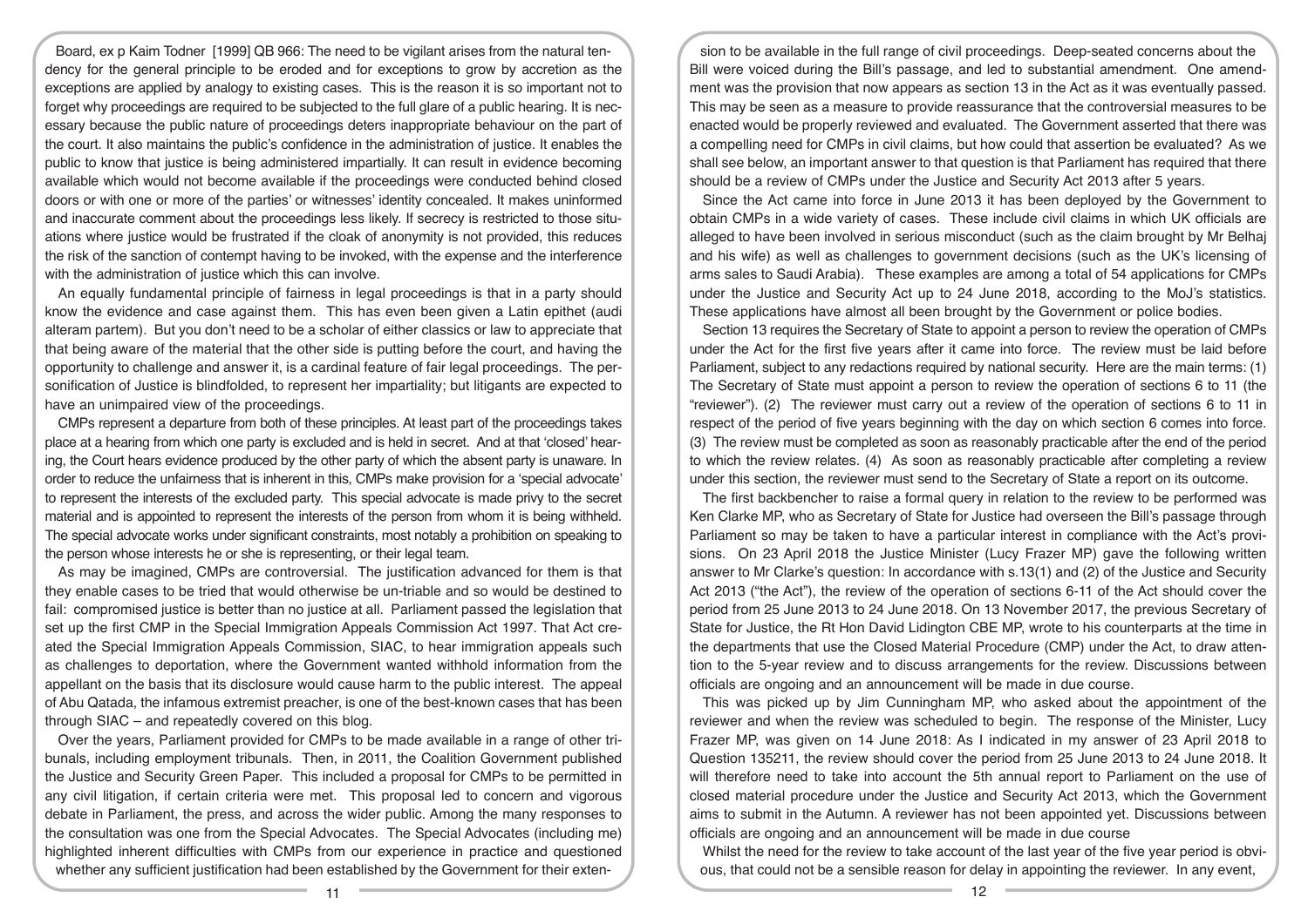Board, ex p Kaim Todner [1999] QB 966: The need to be vigilant arises from the natural tendency for the general principle to be eroded and for exceptions to grow by accretion as the exceptions are applied by analogy to existing cases. This is the reason it is so important not to forget why proceedings are required to be subjected to the full glare of a public hearing. It is necessary because the public nature of proceedings deters inappropriate behaviour on the part of the court. It also maintains the public's confidence in the administration of justice. It enables the public to know that justice is being administered impartially. It can result in evidence becoming available which would not become available if the proceedings were conducted behind closed doors or with one or more of the parties' or witnesses' identity concealed. It makes uninformed and inaccurate comment about the proceedings less likely. If secrecy is restricted to those situations where justice would be frustrated if the cloak of anonymity is not provided, this reduces the risk of the sanction of contempt having to be invoked, with the expense and the interference with the administration of justice which this can involve.

An equally fundamental principle of fairness in legal proceedings is that in a party should know the evidence and case against them. This has even been given a Latin epithet (audi alteram partem). But you don't need to be a scholar of either classics or law to appreciate that that being aware of the material that the other side is putting before the court, and having the opportunity to challenge and answer it, is a cardinal feature of fair legal proceedings. The personification of Justice is blindfolded, to represent her impartiality; but litigants are expected to have an unimpaired view of the proceedings.

CMPs represent a departure from both of these principles. At least part of the proceedings takes place at a hearing from which one party is excluded and is held in secret. And at that 'closed' hearing, the Court hears evidence produced by the other party of which the absent party is unaware. In order to reduce the unfairness that is inherent in this, CMPs make provision for a 'special advocate' to represent the interests of the excluded party. This special advocate is made privy to the secret material and is appointed to represent the interests of the person from whom it is being withheld. The special advocate works under significant constraints, most notably a prohibition on speaking to the person whose interests he or she is representing, or their legal team.

As may be imagined, CMPs are controversial. The justification advanced for them is that they enable cases to be tried that would otherwise be un-triable and so would be destined to fail: compromised justice is better than no justice at all. Parliament passed the legislation that set up the first CMP in the Special Immigration Appeals Commission Act 1997. That Act created the Special Immigration Appeals Commission, SIAC, to hear immigration appeals such as challenges to deportation, where the Government wanted withhold information from the appellant on the basis that its disclosure would cause harm to the public interest. The appeal of Abu Qatada, the infamous extremist preacher, is one of the best-known cases that has been through SIAC – and repeatedly covered on this blog.

Over the years, Parliament provided for CMPs to be made available in a range of other tribunals, including employment tribunals. Then, in 2011, the Coalition Government published the Justice and Security Green Paper. This included a proposal for CMPs to be permitted in any civil litigation, if certain criteria were met. This proposal led to concern and vigorous debate in Parliament, the press, and across the wider public. Among the many responses to the consultation was one from the Special Advocates. The Special Advocates (including me) highlighted inherent difficulties with CMPs from our experience in practice and questioned whether any sufficient justification had been established by the Government for their extension to be available in the full range of civil proceedings. Deep-seated concerns about the Bill were voiced during the Bill's passage, and led to substantial amendment. One amendment was the provision that now appears as section 13 in the Act as it was eventually passed. This may be seen as a measure to provide reassurance that the controversial measures to be enacted would be properly reviewed and evaluated. The Government asserted that there was a compelling need for CMPs in civil claims, but how could that assertion be evaluated? As we shall see below, an important answer to that question is that Parliament has required that there should be a review of CMPs under the Justice and Security Act 2013 after 5 years.

Since the Act came into force in June 2013 it has been deployed by the Government to obtain CMPs in a wide variety of cases. These include civil claims in which UK officials are alleged to have been involved in serious misconduct (such as the claim brought by Mr Belhaj and his wife) as well as challenges to government decisions (such as the UK's licensing of arms sales to Saudi Arabia). These examples are among a total of 54 applications for CMPs under the Justice and Security Act up to 24 June 2018, according to the MoJ's statistics. These applications have almost all been brought by the Government or police bodies.

Section 13 requires the Secretary of State to appoint a person to review the operation of CMPs under the Act for the first five years after it came into force. The review must be laid before Parliament, subject to any redactions required by national security. Here are the main terms: (1) The Secretary of State must appoint a person to review the operation of sections 6 to 11 (the "reviewer"). (2) The reviewer must carry out a review of the operation of sections 6 to 11 in respect of the period of five years beginning with the day on which section 6 comes into force. (3) The review must be completed as soon as reasonably practicable after the end of the period to which the review relates. (4) As soon as reasonably practicable after completing a review under this section, the reviewer must send to the Secretary of State a report on its outcome.

The first backbencher to raise a formal query in relation to the review to be performed was Ken Clarke MP, who as Secretary of State for Justice had overseen the Bill's passage through Parliament so may be taken to have a particular interest in compliance with the Act's provisions. On 23 April 2018 the Justice Minister (Lucy Frazer MP) gave the following written answer to Mr Clarke's question: In accordance with s.13(1) and (2) of the Justice and Security Act 2013 ("the Act"), the review of the operation of sections 6-11 of the Act should cover the period from 25 June 2013 to 24 June 2018. On 13 November 2017, the previous Secretary of State for Justice, the Rt Hon David Lidington CBE MP, wrote to his counterparts at the time in the departments that use the Closed Material Procedure (CMP) under the Act, to draw attention to the 5-year review and to discuss arrangements for the review. Discussions between officials are ongoing and an announcement will be made in due course.

This was picked up by Jim Cunningham MP, who asked about the appointment of the reviewer and when the review was scheduled to begin. The response of the Minister, Lucy Frazer MP, was given on 14 June 2018: As I indicated in my answer of 23 April 2018 to Question 135211, the review should cover the period from 25 June 2013 to 24 June 2018. It will therefore need to take into account the 5th annual report to Parliament on the use of closed material procedure under the Justice and Security Act 2013, which the Government aims to submit in the Autumn. A reviewer has not been appointed yet. Discussions between officials are ongoing and an announcement will be made in due course

Whilst the need for the review to take account of the last year of the five year period is obvious, that could not be a sensible reason for delay in appointing the reviewer. In any event,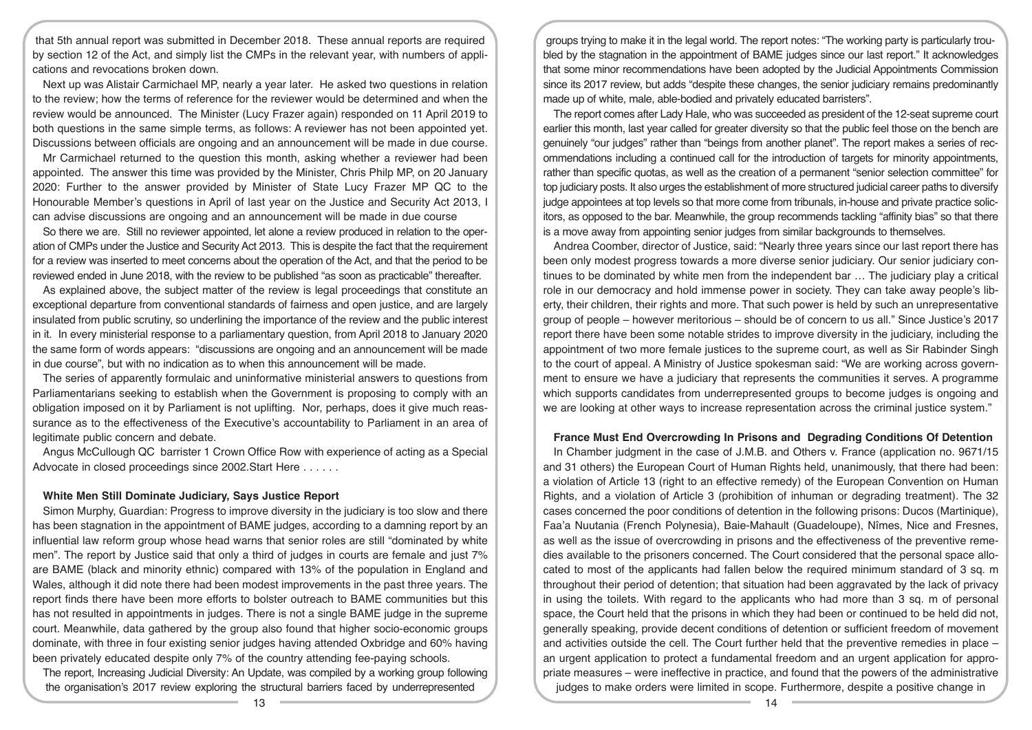that 5th annual report was submitted in December 2018. These annual reports are required by section 12 of the Act, and simply list the CMPs in the relevant year, with numbers of applications and revocations broken down.

Next up was Alistair Carmichael MP, nearly a year later. He asked two questions in relation to the review; how the terms of reference for the reviewer would be determined and when the review would be announced. The Minister (Lucy Frazer again) responded on 11 April 2019 to both questions in the same simple terms, as follows: A reviewer has not been appointed yet. Discussions between officials are ongoing and an announcement will be made in due course.

Mr Carmichael returned to the question this month, asking whether a reviewer had been appointed. The answer this time was provided by the Minister, Chris Philp MP, on 20 January 2020: Further to the answer provided by Minister of State Lucy Frazer MP QC to the Honourable Member's questions in April of last year on the Justice and Security Act 2013, I can advise discussions are ongoing and an announcement will be made in due course

So there we are. Still no reviewer appointed, let alone a review produced in relation to the operation of CMPs under the Justice and Security Act 2013. This is despite the fact that the requirement for a review was inserted to meet concerns about the operation of the Act, and that the period to be reviewed ended in June 2018, with the review to be published "as soon as practicable" thereafter.

As explained above, the subject matter of the review is legal proceedings that constitute an exceptional departure from conventional standards of fairness and open justice, and are largely insulated from public scrutiny, so underlining the importance of the review and the public interest in it. In every ministerial response to a parliamentary question, from April 2018 to January 2020 the same form of words appears: "discussions are ongoing and an announcement will be made in due course", but with no indication as to when this announcement will be made.

The series of apparently formulaic and uninformative ministerial answers to questions from Parliamentarians seeking to establish when the Government is proposing to comply with an obligation imposed on it by Parliament is not uplifting. Nor, perhaps, does it give much reassurance as to the effectiveness of the Executive's accountability to Parliament in an area of legitimate public concern and debate.

Angus McCullough QC barrister 1 Crown Office Row with experience of acting as a Special Advocate in closed proceedings since 2002.Start Here . . . . . .

### White Men Still Dominate Judiciary, Says Justice Report

Simon Murphy, Guardian: Progress to improve diversity in the judiciary is too slow and there has been stagnation in the appointment of BAME judges, according to a damning report by an influential law reform group whose head warns that senior roles are still "dominated by white men". The report by Justice said that only a third of judges in courts are female and just 7% are BAME (black and minority ethnic) compared with 13% of the population in England and Wales, although it did note there had been modest improvements in the past three years. The report finds there have been more efforts to bolster outreach to BAME communities but this has not resulted in appointments in judges. There is not a single BAME judge in the supreme court. Meanwhile, data gathered by the group also found that higher socio-economic groups dominate, with three in four existing senior judges having attended Oxbridge and 60% having been privately educated despite only 7% of the country attending fee-paying schools.

The report, Increasing Judicial Diversity: An Update, was compiled by a working group following the organisation's 2017 review exploring the structural barriers faced by underrepresented groups trying to make it in the legal world. The report notes: "The working party is particularly troubled by the stagnation in the appointment of BAME judges since our last report." It acknowledges that some minor recommendations have been adopted by the Judicial Appointments Commission since its 2017 review, but adds "despite these changes, the senior judiciary remains predominantly made up of white, male, able-bodied and privately educated barristers".

The report comes after Lady Hale, who was succeeded as president of the 12-seat supreme court earlier this month, last year called for greater diversity so that the public feel those on the bench are genuinely "our judges" rather than "beings from another planet". The report makes a series of recommendations including a continued call for the introduction of targets for minority appointments, rather than specific quotas, as well as the creation of a permanent "senior selection committee" for top judiciary posts. It also urges the establishment of more structured judicial career paths to diversify judge appointees at top levels so that more come from tribunals, in-house and private practice solicitors, as opposed to the bar. Meanwhile, the group recommends tackling "affinity bias" so that there is a move away from appointing senior judges from similar backgrounds to themselves.

Andrea Coomber, director of Justice, said: "Nearly three years since our last report there has been only modest progress towards a more diverse senior judiciary. Our senior judiciary continues to be dominated by white men from the independent bar … The judiciary play a critical role in our democracy and hold immense power in society. They can take away people's liberty, their children, their rights and more. That such power is held by such an unrepresentative group of people – however meritorious – should be of concern to us all." Since Justice's 2017 report there have been some notable strides to improve diversity in the judiciary, including the appointment of two more female justices to the supreme court, as well as Sir Rabinder Singh to the court of appeal. A Ministry of Justice spokesman said: "We are working across government to ensure we have a judiciary that represents the communities it serves. A programme which supports candidates from underrepresented groups to become judges is ongoing and we are looking at other ways to increase representation across the criminal justice system."

### France Must End Overcrowding In Prisons and Degrading Conditions Of Detention

In Chamber judgment in the case of J.M.B. and Others v. France (application no. 9671/15 and 31 others) the European Court of Human Rights held, unanimously, that there had been: a violation of Article 13 (right to an effective remedy) of the European Convention on Human Rights, and a violation of Article 3 (prohibition of inhuman or degrading treatment). The 32 cases concerned the poor conditions of detention in the following prisons: Ducos (Martinique), Faa'a Nuutania (French Polynesia), Baie-Mahault (Guadeloupe), Nîmes, Nice and Fresnes, as well as the issue of overcrowding in prisons and the effectiveness of the preventive remedies available to the prisoners concerned. The Court considered that the personal space allocated to most of the applicants had fallen below the required minimum standard of 3 sq. m throughout their period of detention; that situation had been aggravated by the lack of privacy in using the toilets. With regard to the applicants who had more than 3 sq. m of personal space, the Court held that the prisons in which they had been or continued to be held did not, generally speaking, provide decent conditions of detention or sufficient freedom of movement and activities outside the cell. The Court further held that the preventive remedies in place – an urgent application to protect a fundamental freedom and an urgent application for appropriate measures – were ineffective in practice, and found that the powers of the administrative judges to make orders were limited in scope. Furthermore, despite a positive change in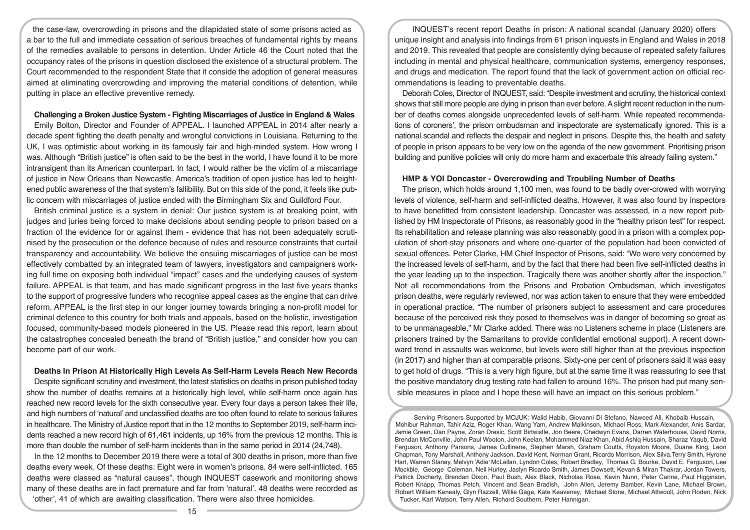the case-law, overcrowding in prisons and the dilapidated state of some prisons acted as a bar to the full and immediate cessation of serious breaches of fundamental rights by means of the remedies available to persons in detention. Under Article 46 the Court noted that the occupancy rates of the prisons in question disclosed the existence of a structural problem. The Court recommended to the respondent State that it conside the adoption of general measures aimed at eliminating overcrowding and improving the material conditions of detention, while putting in place an effective preventive remedy.

**Challenging a Broken Justice System - Fighting Miscarriages of Justice in England & Wales**

Emily Bolton, Director and Founder of APPEAL. I launched APPEAL in 2014 after nearly a decade spent fighting the death penalty and wrongful convictions in Louisiana. Returning to the UK, I was optimistic about working in its famously fair and high-minded system. How wrong I was. Although "British justice" is often said to be the best in the world, I have found it to be more intransigent than its American counterpart. In fact, I would rather be the victim of a miscarriage of justice in New Orleans than Newcastle. America's tradition of open justice has led to heightened public awareness of the that system's fallibility. But on this side of the pond, it feels like public concern with miscarriages of justice ended with the Birmingham Six and Guildford Four.

British criminal justice is a system in denial: Our justice system is at breaking point, with judges and juries being forced to make decisions about sending people to prison based on a fraction of the evidence for or against them - evidence that has not been adequately scrutinised by the prosecution or the defence because of rules and resource constraints that curtail transparency and accountability. We believe the ensuing miscarriages of justice can be most effectively combatted by an integrated team of lawyers, investigators and campaigners working full time on exposing both individual "impact" cases and the underlying causes of system failure. APPEAL is that team, and has made significant progress in the last five years thanks to the support of progressive funders who recognise appeal cases as the engine that can drive reform. APPEAL is the first step in our longer journey towards bringing a non-profit model for criminal defence to this country for both trials and appeals, based on the holistic, investigation focused, community-based models pioneered in the US. Please read this report, learn about the catastrophes concealed beneath the brand of "British justice," and consider how you can become part of our work.

**Deaths In Prison At Historically High Levels As Self-Harm Levels Reach New Records**

Despite significant scrutiny and investment, the latest statistics on deaths in prison published today show the number of deaths remains at a historically high level, while self-harm once again has reached new record levels for the sixth consecutive year. Every four days a person takes their life, and high numbers of 'natural' and unclassified deaths are too often found to relate to serious failures in healthcare. The Ministry of Justice report that in the 12 months to September 2019, self-harm incidents reached a new record high of 61,461 incidents, up 16% from the previous 12 months. This is more than double the number of self-harm incidents than in the same period in 2014 (24,748).

In the 12 months to December 2019 there were a total of 300 deaths in prison, more than five deaths every week. Of these deaths: Eight were in women's prisons. 84 were self-inflicted. 165 deaths were classed as "natural causes", though INQUEST casework and monitoring shows many of these deaths are in fact premature and far from 'natural'. 48 deaths were recorded as 'other', 41 of which are awaiting classification. There were also three homicides.

INQUEST's recent report Deaths in prison: A national scandal (January 2020) offers unique insight and analysis into findings from 61 prison inquests in England and Wales in 2018 and 2019. This revealed that people are consistently dying because of repeated safety failures including in mental and physical healthcare, communication systems, emergency responses, and drugs and medication. The report found that the lack of government action on official recommendations is leading to preventable deaths.

Deborah Coles, Director of INQUEST, said: "Despite investment and scrutiny, the historical context shows that still more people are dying in prison than ever before. A slight recent reduction in the number of deaths comes alongside unprecedented levels of self-harm. While repeated recommendations of coroners', the prison ombudsman and inspectorate are systematically ignored. This is a national scandal and reflects the despair and neglect in prisons. Despite this, the health and safety of people in prison appears to be very low on the agenda of the new government. Prioritising prison building and punitive policies will only do more harm and exacerbate this already failing system."

**HMP & YOI Doncaster - Overcrowding and Troubling Number of Deaths**

The prison, which holds around 1,100 men, was found to be badly over-crowed with worrying levels of violence, self-harm and self-inflicted deaths. However, it was also found by inspectors to have benefitted from consistent leadership. Doncaster was assessed, in a new report published by HM Inspectorate of Prisons, as reasonably good in the "healthy prison test" for respect. Its rehabilitation and release planning was also reasonably good in a prison with a complex population of short-stay prisoners and where one-quarter of the population had been convicted of sexual offences. Peter Clarke, HM Chief Inspector of Prisons, said: "We were very concerned by the increased levels of self-harm, and by the fact that there had been five self-inflicted deaths in the year leading up to the inspection. Tragically there was another shortly after the inspection." Not all recommendations from the Prisons and Probation Ombudsman, which investigates prison deaths, were regularly reviewed, nor was action taken to ensure that they were embedded in operational practice. "The number of prisoners subject to assessment and care procedures because of the perceived risk they posed to themselves was in danger of becoming so great as to be unmanageable," Mr Clarke added. There was no Listeners scheme in place (Listeners are prisoners trained by the Samaritans to provide confidential emotional support). A recent downward trend in assaults was welcome, but levels were still higher than at the previous inspection (in 2017) and higher than at comparable prisons. Sixty-one per cent of prisoners said it was easy to get hold of drugs. "This is a very high figure, but at the same time it was reassuring to see that the positive mandatory drug testing rate had fallen to around 16%. The prison had put many sensible measures in place and I hope these will have an impact on this serious problem."

Serving Prisoners Supported by MOJUK: Walid Habib, Giovanni Di Stefano, Naweed Ali, Khobaib Hussain, Mohibur Rahman, Tahir Aziz, Roger Khan, Wang Yam, Andrew Malkinson, Michael Ross, Mark Alexander, Anis Sardar, Jamie Green, Dan Payne, Zoran Dresic, Scott Birtwistle, Jon Beere, Chedwyn Evans, Darren Waterhouse, David Norris, Brendan McConville, John Paul Wooton, John Keelan, Mohammed Niaz Khan, Abid Ashiq Hussain, Sharaz Yaqub, David Ferguson, Anthony Parsons, James Cullinene, Stephen Marsh, Graham Coutts, Royston Moore, Duane King, Leon Chapman, Tony Marshall, Anthony Jackson, David Kent, Norman Grant, Ricardo Morrison, Alex Silva,Terry Smith, Hyrone Hart, Warren Slaney, Melvyn 'Adie' McLellan, Lyndon Coles, Robert Bradley, Thomas G. Bourke, David E. Ferguson, Lee Mockble, George Coleman, Neil Hurley, Jaslyn Ricardo Smith, James Dowsett, Kevan & Miran Thakrar, Jordan Towers, Patrick Docherty, Brendan Dixon, Paul Bush, Alex Black, Nicholas Rose, Kevin Nunn, Peter Carine, Paul Higginson, Robert Knapp, Thomas Petch, Vincent and Sean Bradish, John Allen, Jeremy Bamber, Kevin Lane, Michael Brown, Robert William Kenealy, Glyn Razzell, Willie Gage, Kate Keaveney, Michael Stone, Michael Attwooll, John Roden, Nick Tucker, Karl Watson, Terry Allen, Richard Southern, Peter Hannigan.